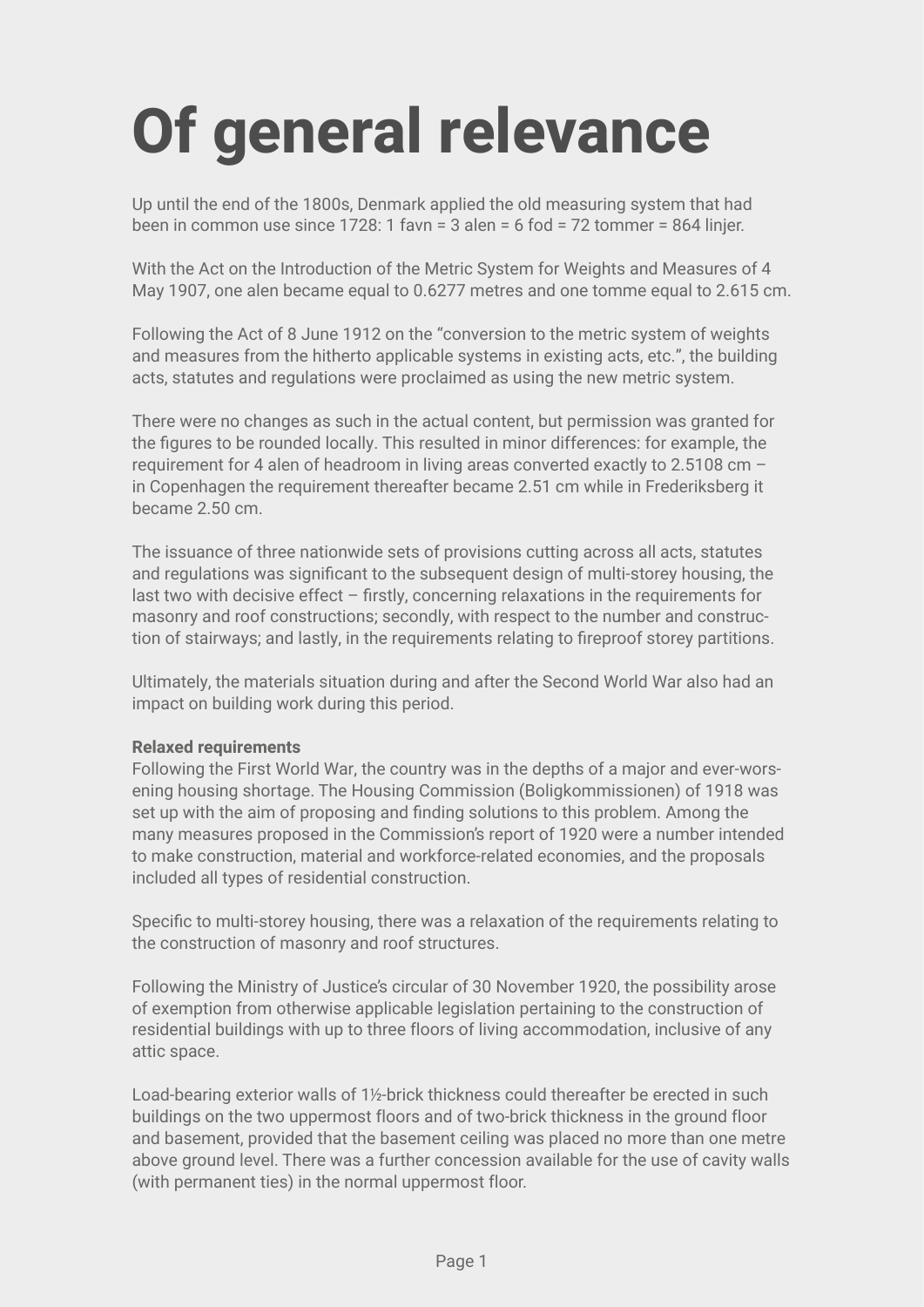# Of general relevance

Up until the end of the 1800s, Denmark applied the old measuring system that had been in common use since 1728: 1 favn = 3 alen = 6 fod = 72 tommer = 864 linjer.

With the Act on the Introduction of the Metric System for Weights and Measures of 4 May 1907, one alen became equal to 0.6277 metres and one tomme equal to 2.615 cm.

Following the Act of 8 June 1912 on the “conversion to the metric system of weights and measures from the hitherto applicable systems in existing acts, etc.”, the building acts, statutes and regulations were proclaimed as using the new metric system.

There were no changes as such in the actual content, but permission was granted for the figures to be rounded locally. This resulted in minor differences: for example, the requirement for 4 alen of headroom in living areas converted exactly to 2.5108 cm – in Copenhagen the requirement thereafter became 2.51 cm while in Frederiksberg it became 2.50 cm.

The issuance of three nationwide sets of provisions cutting across all acts, statutes and regulations was significant to the subsequent design of multi-storey housing, the last two with decisive effect – firstly, concerning relaxations in the requirements for masonry and roof constructions; secondly, with respect to the number and construction of stairways; and lastly, in the requirements relating to fireproof storey partitions.

Ultimately, the materials situation during and after the Second World War also had an impact on building work during this period.

**Relaxed requirements**

Following the First World War, the country was in the depths of a major and ever-worsening housing shortage. The Housing Commission (Boligkommissionen) of 1918 was set up with the aim of proposing and finding solutions to this problem. Among the many measures proposed in the Commission’s report of 1920 were a number intended to make construction, material and workforce-related economies, and the proposals included all types of residential construction.

Specific to multi-storey housing, there was a relaxation of the requirements relating to the construction of masonry and roof structures.

Following the Ministry of Justice’s circular of 30 November 1920, the possibility arose of exemption from otherwise applicable legislation pertaining to the construction of residential buildings with up to three floors of living accommodation, inclusive of any attic space.

Load-bearing exterior walls of 1½-brick thickness could thereafter be erected in such buildings on the two uppermost floors and of two-brick thickness in the ground floor and basement, provided that the basement ceiling was placed no more than one metre above ground level. There was a further concession available for the use of cavity walls (with permanent ties) in the normal uppermost floor.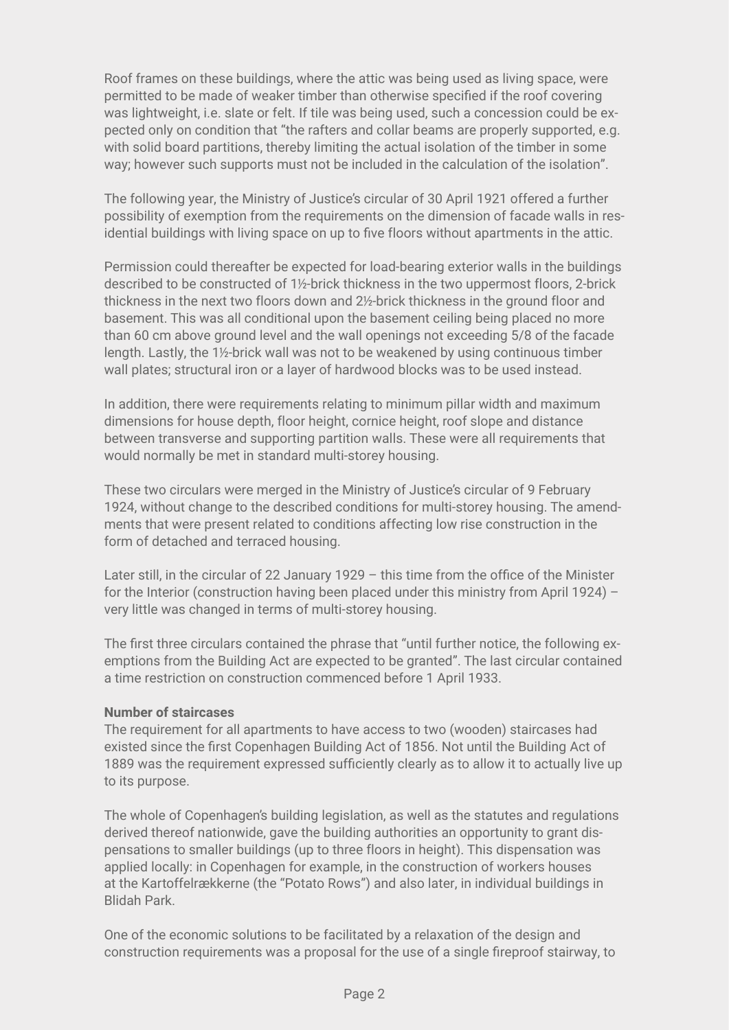Roof frames on these buildings, where the attic was being used as living space, were permitted to be made of weaker timber than otherwise specified if the roof covering was lightweight, i.e. slate or felt. If tile was being used, such a concession could be expected only on condition that “the rafters and collar beams are properly supported, e.g. with solid board partitions, thereby limiting the actual isolation of the timber in some way; however such supports must not be included in the calculation of the isolation”.

The following year, the Ministry of Justice’s circular of 30 April 1921 offered a further possibility of exemption from the requirements on the dimension of facade walls in residential buildings with living space on up to five floors without apartments in the attic.

Permission could thereafter be expected for load-bearing exterior walls in the buildings described to be constructed of 1½-brick thickness in the two uppermost floors, 2-brick thickness in the next two floors down and 2½-brick thickness in the ground floor and basement. This was all conditional upon the basement ceiling being placed no more than 60 cm above ground level and the wall openings not exceeding 5/8 of the facade length. Lastly, the 1½-brick wall was not to be weakened by using continuous timber wall plates; structural iron or a layer of hardwood blocks was to be used instead.

In addition, there were requirements relating to minimum pillar width and maximum dimensions for house depth, floor height, cornice height, roof slope and distance between transverse and supporting partition walls. These were all requirements that would normally be met in standard multi-storey housing.

These two circulars were merged in the Ministry of Justice’s circular of 9 February 1924, without change to the described conditions for multi-storey housing. The amendments that were present related to conditions affecting low rise construction in the form of detached and terraced housing.

Later still, in the circular of 22 January 1929 – this time from the office of the Minister for the Interior (construction having been placed under this ministry from April 1924) – very little was changed in terms of multi-storey housing.

The first three circulars contained the phrase that “until further notice, the following exemptions from the Building Act are expected to be granted”. The last circular contained a time restriction on construction commenced before 1 April 1933.

**Number of staircases**

The requirement for all apartments to have access to two (wooden) staircases had existed since the first Copenhagen Building Act of 1856. Not until the Building Act of 1889 was the requirement expressed sufficiently clearly as to allow it to actually live up to its purpose.

The whole of Copenhagen’s building legislation, as well as the statutes and regulations derived thereof nationwide, gave the building authorities an opportunity to grant dispensations to smaller buildings (up to three floors in height). This dispensation was applied locally: in Copenhagen for example, in the construction of workers houses at the Kartoffelrækkerne (the “Potato Rows”) and also later, in individual buildings in Blidah Park.

One of the economic solutions to be facilitated by a relaxation of the design and construction requirements was a proposal for the use of a single fireproof stairway, to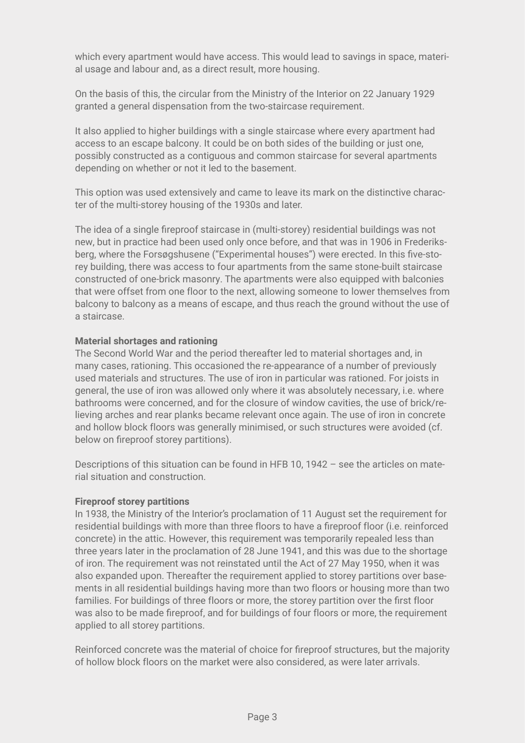which every apartment would have access. This would lead to savings in space, material usage and labour and, as a direct result, more housing.

On the basis of this, the circular from the Ministry of the Interior on 22 January 1929 granted a general dispensation from the two-staircase requirement.

It also applied to higher buildings with a single staircase where every apartment had access to an escape balcony. It could be on both sides of the building or just one, possibly constructed as a contiguous and common staircase for several apartments depending on whether or not it led to the basement.

This option was used extensively and came to leave its mark on the distinctive character of the multi-storey housing of the 1930s and later.

The idea of a single fireproof staircase in (multi-storey) residential buildings was not new, but in practice had been used only once before, and that was in 1906 in Frederiksberg, where the Forsøgshusene ("Experimental houses") were erected. In this five-storey building, there was access to four apartments from the same stone-built staircase constructed of one-brick masonry. The apartments were also equipped with balconies that were offset from one floor to the next, allowing someone to lower themselves from balcony to balcony as a means of escape, and thus reach the ground without the use of a staircase.

**Material shortages and rationing**

The Second World War and the period thereafter led to material shortages and, in many cases, rationing. This occasioned the re-appearance of a number of previously used materials and structures. The use of iron in particular was rationed. For joists in general, the use of iron was allowed only where it was absolutely necessary, i.e. where bathrooms were concerned, and for the closure of window cavities, the use of brick/relieving arches and rear planks became relevant once again. The use of iron in concrete and hollow block floors was generally minimised, or such structures were avoided (cf. below on fireproof storey partitions).

Descriptions of this situation can be found in HFB 10, 1942 – see the articles on material situation and construction.

**Fireproof storey partitions**

In 1938, the Ministry of the Interior's proclamation of 11 August set the requirement for residential buildings with more than three floors to have a fireproof floor (i.e. reinforced concrete) in the attic. However, this requirement was temporarily repealed less than three years later in the proclamation of 28 June 1941, and this was due to the shortage of iron. The requirement was not reinstated until the Act of 27 May 1950, when it was also expanded upon. Thereafter the requirement applied to storey partitions over basements in all residential buildings having more than two floors or housing more than two families. For buildings of three floors or more, the storey partition over the first floor was also to be made fireproof, and for buildings of four floors or more, the requirement applied to all storey partitions.

Reinforced concrete was the material of choice for fireproof structures, but the majority of hollow block floors on the market were also considered, as were later arrivals.